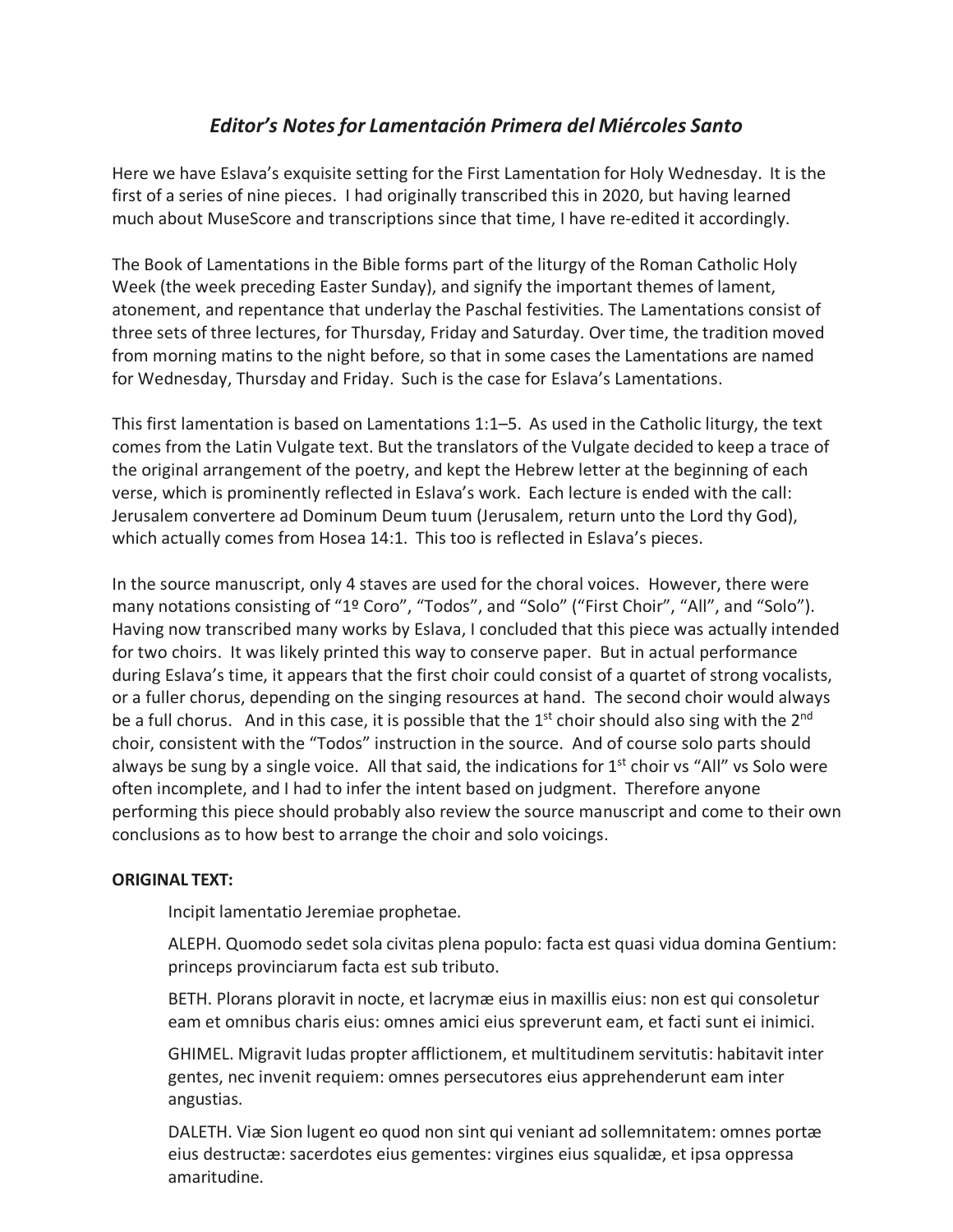# *Editor's Notes for Lamentación Primera del Miércoles Santo*

Here we have Eslava's exquisite setting for the First Lamentation for Holy Wednesday. It is the first of a series of nine pieces. I had originally transcribed this in 2020, but having learned much about MuseScore and transcriptions since that time, I have re-edited it accordingly.

The Book of Lamentations in the Bible forms part of the liturgy of the Roman Catholic Holy Week (the week preceding Easter Sunday), and signify the important themes of lament, atonement, and repentance that underlay the Paschal festivities. The Lamentations consist of three sets of three lectures, for Thursday, Friday and Saturday. Over time, the tradition moved from morning matins to the night before, so that in some cases the Lamentations are named for Wednesday, Thursday and Friday. Such is the case for Eslava's Lamentations.

This first lamentation is based on Lamentations 1:1–5. As used in the Catholic liturgy, the text comes from the Latin Vulgate text. But the translators of the Vulgate decided to keep a trace of the original arrangement of the poetry, and kept the Hebrew letter at the beginning of each verse, which is prominently reflected in Eslava's work. Each lecture is ended with the call: Jerusalem convertere ad Dominum Deum tuum (Jerusalem, return unto the Lord thy God), which actually comes from Hosea 14:1. This too is reflected in Eslava's pieces.

In the source manuscript, only 4 staves are used for the choral voices. However, there were many notations consisting of "1º Coro", "Todos", and "Solo" ("First Choir", "All", and "Solo"). Having now transcribed many works by Eslava, I concluded that this piece was actually intended for two choirs. It was likely printed this way to conserve paper. But in actual performance during Eslava's time, it appears that the first choir could consist of a quartet of strong vocalists, or a fuller chorus, depending on the singing resources at hand. The second choir would always be a full chorus. And in this case, it is possible that the 1st choir should also sing with the 2nd choir, consistent with the "Todos" instruction in the source. And of course solo parts should always be sung by a single voice. All that said, the indications for 1st choir vs "All" vs Solo were often incomplete, and I had to infer the intent based on judgment. Therefore anyone performing this piece should probably also review the source manuscript and come to their own conclusions as to how best to arrange the choir and solo voicings.

**ORIGINAL TEXT:**

Incipit lamentatio Jeremiae prophetae.

ALEPH. Quomodo sedet sola civitas plena populo: facta est quasi vidua domina Gentium: princeps provinciarum facta est sub tributo.

BETH. Plorans ploravit in nocte, et lacrymæ eius in maxillis eius: non est qui consoletur eam et omnibus charis eius: omnes amici eius spreverunt eam, et facti sunt ei inimici.

GHIMEL. Migravit Iudas propter afflictionem, et multitudinem servitutis: habitavit inter gentes, nec invenit requiem: omnes persecutores eius apprehenderunt eam inter angustias.

DALETH. Viæ Sion lugent eo quod non sint qui veniant ad sollemnitatem: omnes portæ eius destructæ: sacerdotes eius gementes: virgines eius squalidæ, et ipsa oppressa amaritudine.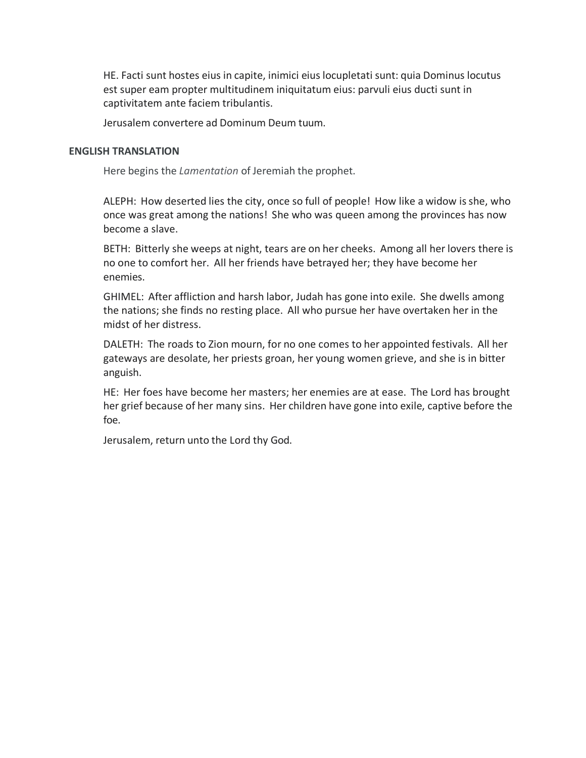HE. Facti sunt hostes eius in capite, inimici eius locupletati sunt: quia Dominus locutus est super eam propter multitudinem iniquitatum eius: parvuli eius ducti sunt in captivitatem ante faciem tribulantis.

Jerusalem convertere ad Dominum Deum tuum.

**ENGLISH TRANSLATION**

Here begins the *Lamentation* of Jeremiah the prophet.

ALEPH: How deserted lies the city, once so full of people! How like a widow is she, who once was great among the nations! She who was queen among the provinces has now become a slave.

BETH: Bitterly she weeps at night, tears are on her cheeks. Among all her lovers there is no one to comfort her. All her friends have betrayed her; they have become her enemies.

GHIMEL: After affliction and harsh labor, Judah has gone into exile. She dwells among the nations; she finds no resting place. All who pursue her have overtaken her in the midst of her distress.

DALETH: The roads to Zion mourn, for no one comes to her appointed festivals. All her gateways are desolate, her priests groan, her young women grieve, and she is in bitter anguish.

HE: Her foes have become her masters; her enemies are at ease. The Lord has brought her grief because of her many sins. Her children have gone into exile, captive before the foe.

Jerusalem, return unto the Lord thy God.